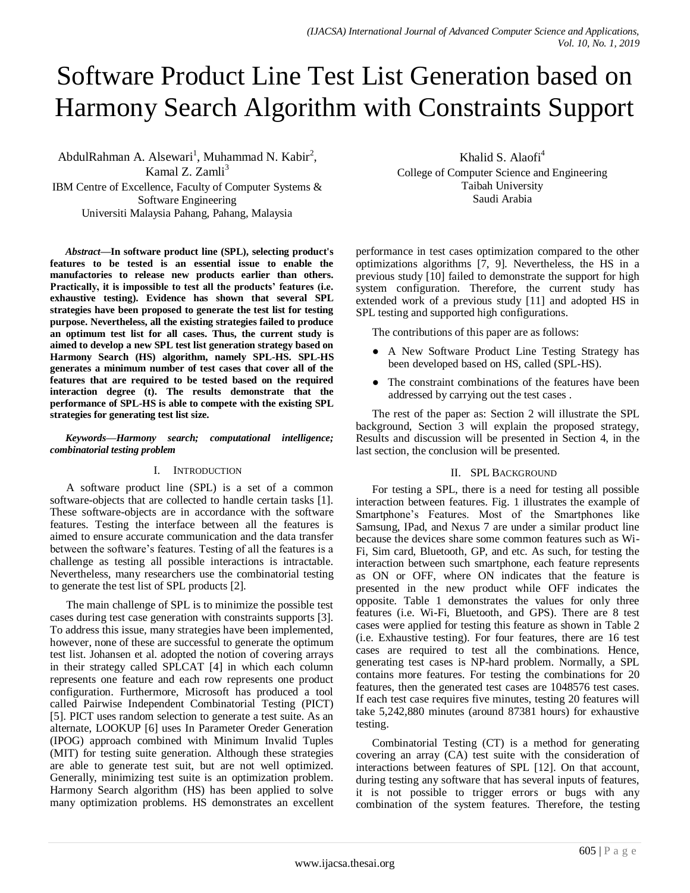# Software Product Line Test List Generation based on Harmony Search Algorithm with Constraints Support

AbdulRahman A. Alsewari[1], Muhammad N. Kabir[2], Kamal Z. Zamli[3]
IBM Centre of Excellence, Faculty of Computer Systems & Software Engineering
Universiti Malaysia Pahang, Pahang, Malaysia

Khalid S. Alaofi[4]
College of Computer Science and Engineering
Taibah University
Saudi Arabia

***Abstract*—In software product line (SPL), selecting product's features to be tested is an essential issue to enable the manufactories to release new products earlier than others. Practically, it is impossible to test all the products' features (i.e. exhaustive testing). Evidence has shown that several SPL strategies have been proposed to generate the test list for testing purpose. Nevertheless, all the existing strategies failed to produce an optimum test list for all cases. Thus, the current study is aimed to develop a new SPL test list generation strategy based on Harmony Search (HS) algorithm, namely SPL-HS. SPL-HS generates a minimum number of test cases that cover all of the features that are required to be tested based on the required interaction degree (t). The results demonstrate that the performance of SPL-HS is able to compete with the existing SPL strategies for generating test list size.**

***Keywords*—Harmony search; computational intelligence; combinatorial testing problem**

## I. Introduction

A software product line (SPL) is a set of a common software-objects that are collected to handle certain tasks [1]. These software-objects are in accordance with the software features. Testing the interface between all the features is aimed to ensure accurate communication and the data transfer between the software's features. Testing of all the features is a challenge as testing all possible interactions is intractable. Nevertheless, many researchers use the combinatorial testing to generate the test list of SPL products [2].

The main challenge of SPL is to minimize the possible test cases during test case generation with constraints supports [3]. To address this issue, many strategies have been implemented, however, none of these are successful to generate the optimum test list. Johansen et al. adopted the notion of covering arrays in their strategy called SPLCAT [4] in which each column represents one feature and each row represents one product configuration. Furthermore, Microsoft has produced a tool called Pairwise Independent Combinatorial Testing (PICT) [5]. PICT uses random selection to generate a test suite. As an alternate, LOOKUP [6] uses In Parameter Oreder Generation (IPOG) approach combined with Minimum Invalid Tuples (MIT) for testing suite generation. Although these strategies are able to generate test suit, but are not well optimized. Generally, minimizing test suite is an optimization problem. Harmony Search algorithm (HS) has been applied to solve many optimization problems. HS demonstrates an excellent performance in test cases optimization compared to the other optimizations algorithms [7, 9]. Nevertheless, the HS in a previous study [10] failed to demonstrate the support for high system configuration. Therefore, the current study has extended work of a previous study [11] and adopted HS in SPL testing and supported high configurations.

The contributions of this paper are as follows:

- A New Software Product Line Testing Strategy has been developed based on HS, called (SPL-HS).
- The constraint combinations of the features have been addressed by carrying out the test cases .

The rest of the paper as: Section 2 will illustrate the SPL background, Section 3 will explain the proposed strategy, Results and discussion will be presented in Section 4, in the last section, the conclusion will be presented.

## II. SPL Background

For testing a SPL, there is a need for testing all possible interaction between features. Fig. 1 illustrates the example of Smartphone's Features. Most of the Smartphones like Samsung, IPad, and Nexus 7 are under a similar product line because the devices share some common features such as Wi-Fi, Sim card, Bluetooth, GP, and etc. As such, for testing the interaction between such smartphone, each feature represents as ON or OFF, where ON indicates that the feature is presented in the new product while OFF indicates the opposite. Table 1 demonstrates the values for only three features (i.e. Wi-Fi, Bluetooth, and GPS). There are 8 test cases were applied for testing this feature as shown in Table 2 (i.e. Exhaustive testing). For four features, there are 16 test cases are required to test all the combinations. Hence, generating test cases is NP-hard problem. Normally, a SPL contains more features. For testing the combinations for 20 features, then the generated test cases are 1048576 test cases. If each test case requires five minutes, testing 20 features will take 5,242,880 minutes (around 87381 hours) for exhaustive testing.

Combinatorial Testing (CT) is a method for generating covering an array (CA) test suite with the consideration of interactions between features of SPL [12]. On that account, during testing any software that has several inputs of features, it is not possible to trigger errors or bugs with any combination of the system features. Therefore, the testing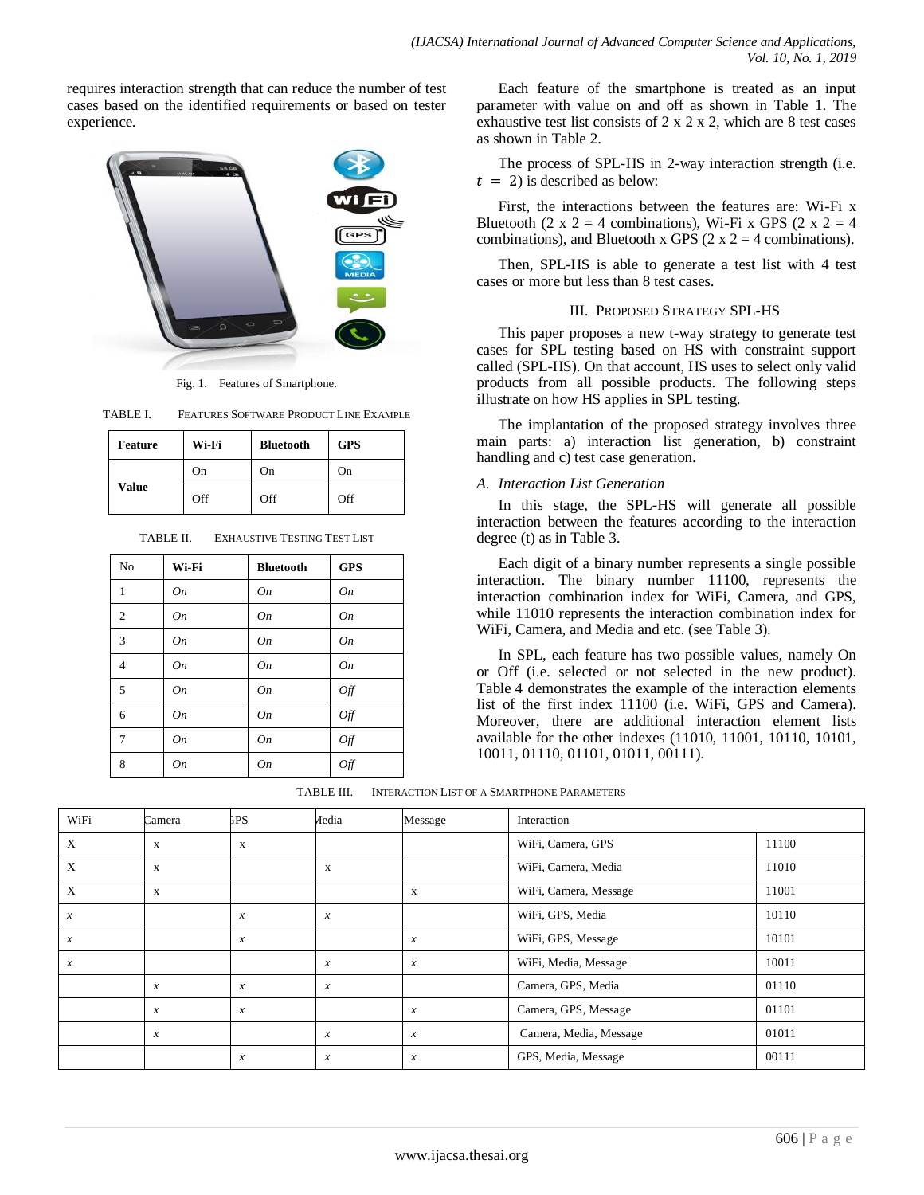requires interaction strength that can reduce the number of test cases based on the identified requirements or based on tester experience.

Fig. 1. Features of Smartphone.

TABLE I. FEATURES SOFTWARE PRODUCT LINE EXAMPLE

| Feature | Wi-Fi | Bluetooth | GPS |
|---|---|---|---|
| Value | On | On | On |
| | Off | Off | Off |

TABLE II. EXHAUSTIVE TESTING TEST LIST

| No | Wi-Fi | Bluetooth | GPS |
|---|---|---|---|
| 1 | *On* | *On* | *On* |
| 2 | *On* | *On* | *On* |
| 3 | *On* | *On* | *On* |
| 4 | *On* | *On* | *On* |
| 5 | *On* | *On* | *Off* |
| 6 | *On* | *On* | *Off* |
| 7 | *On* | *On* | *Off* |
| 8 | *On* | *On* | *Off* |

Each feature of the smartphone is treated as an input parameter with value on and off as shown in Table 1. The exhaustive test list consists of 2 x 2 x 2, which are 8 test cases as shown in Table 2.

The process of SPL-HS in 2-way interaction strength (i.e. $t = 2$) is described as below:

First, the interactions between the features are: Wi-Fi x Bluetooth (2 x 2 = 4 combinations), Wi-Fi x GPS (2 x 2 = 4 combinations), and Bluetooth x GPS (2 x 2 = 4 combinations).

Then, SPL-HS is able to generate a test list with 4 test cases or more but less than 8 test cases.

## III. PROPOSED STRATEGY SPL-HS

This paper proposes a new t-way strategy to generate test cases for SPL testing based on HS with constraint support called (SPL-HS). On that account, HS uses to select only valid products from all possible products. The following steps illustrate on how HS applies in SPL testing.

The implantation of the proposed strategy involves three main parts: a) interaction list generation, b) constraint handling and c) test case generation.

### *A. Interaction List Generation*

In this stage, the SPL-HS will generate all possible interaction between the features according to the interaction degree (t) as in Table 3.

Each digit of a binary number represents a single possible interaction. The binary number 11100, represents the interaction combination index for WiFi, Camera, and GPS, while 11010 represents the interaction combination index for WiFi, Camera, and Media and etc. (see Table 3).

In SPL, each feature has two possible values, namely On or Off (i.e. selected or not selected in the new product). Table 4 demonstrates the example of the interaction elements list of the first index 11100 (i.e. WiFi, GPS and Camera). Moreover, there are additional interaction element lists available for the other indexes (11010, 11001, 10110, 10101, 10011, 01110, 01101, 01011, 00111).

TABLE III. INTERACTION LIST OF A SMARTPHONE PARAMETERS

| WiFi | Camera | GPS | Media | Message | Interaction | |
|---|---|---|---|---|---|---|
| X | x | x | | | WiFi, Camera, GPS | 11100 |
| X | x | | x | | WiFi, Camera, Media | 11010 |
| X | x | | | x | WiFi, Camera, Message | 11001 |
| *x* | | *x* | *x* | | WiFi, GPS, Media | 10110 |
| *x* | | *x* | | *x* | WiFi, GPS, Message | 10101 |
| *x* | | | *x* | *x* | WiFi, Media, Message | 10011 |
| | *x* | *x* | *x* | | Camera, GPS, Media | 01110 |
| | *x* | *x* | | *x* | Camera, GPS, Message | 01101 |
| | *x* | | *x* | *x* | Camera, Media, Message | 01011 |
| | | *x* | *x* | *x* | GPS, Media, Message | 00111 |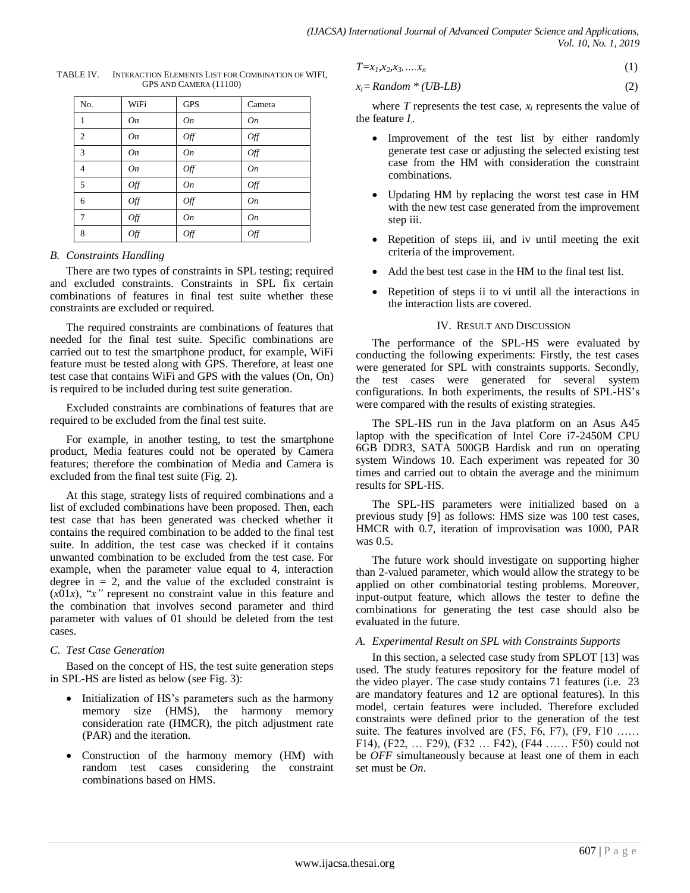TABLE IV. INTERACTION ELEMENTS LIST FOR COMBINATION OF WIFI, GPS AND CAMERA (11100)

| No. | WiFi | GPS | Camera |
|---|---|---|---|
| 1 | *On* | *On* | *On* |
| 2 | *On* | *Off* | *Off* |
| 3 | *On* | *On* | *Off* |
| 4 | *On* | *Off* | *On* |
| 5 | *Off* | *On* | *Off* |
| 6 | *Off* | *Off* | *On* |
| 7 | *Off* | *On* | *On* |
| 8 | *Off* | *Off* | *Off* |

### B. Constraints Handling

There are two types of constraints in SPL testing; required and excluded constraints. Constraints in SPL fix certain combinations of features in final test suite whether these constraints are excluded or required.

The required constraints are combinations of features that needed for the final test suite. Specific combinations are carried out to test the smartphone product, for example, WiFi feature must be tested along with GPS. Therefore, at least one test case that contains WiFi and GPS with the values (On, On) is required to be included during test suite generation.

Excluded constraints are combinations of features that are required to be excluded from the final test suite.

For example, in another testing, to test the smartphone product, Media features could not be operated by Camera features; therefore the combination of Media and Camera is excluded from the final test suite (Fig. 2).

At this stage, strategy lists of required combinations and a list of excluded combinations have been proposed. Then, each test case that has been generated was checked whether it contains the required combination to be added to the final test suite. In addition, the test case was checked if it contains unwanted combination to be excluded from the test case. For example, when the parameter value equal to 4, interaction degree in = 2, and the value of the excluded constraint is (*x*01*x*), "*x"* represent no constraint value in this feature and the combination that involves second parameter and third parameter with values of 01 should be deleted from the test cases.

### C. Test Case Generation

Based on the concept of HS, the test suite generation steps in SPL-HS are listed as below (see Fig. 3):

- Initialization of HS's parameters such as the harmony memory size (HMS), the harmony memory consideration rate (HMCR), the pitch adjustment rate (PAR) and the iteration.
- Construction of the harmony memory (HM) with random test cases considering the constraint combinations based on HMS.

$$T = x_1, x_2, x_3, \ldots. x_n \tag{1}$$

$$x_i = Random * (UB\text{-}LB) \tag{2}$$

where $T$ represents the test case, $x_i$ represents the value of the feature $I$.

- Improvement of the test list by either randomly generate test case or adjusting the selected existing test case from the HM with consideration the constraint combinations.
- Updating HM by replacing the worst test case in HM with the new test case generated from the improvement step iii.
- Repetition of steps iii, and iv until meeting the exit criteria of the improvement.
- Add the best test case in the HM to the final test list.
- Repetition of steps ii to vi until all the interactions in the interaction lists are covered.

## IV. RESULT AND DISCUSSION

The performance of the SPL-HS were evaluated by conducting the following experiments: Firstly, the test cases were generated for SPL with constraints supports. Secondly, the test cases were generated for several system configurations. In both experiments, the results of SPL-HS's were compared with the results of existing strategies.

The SPL-HS run in the Java platform on an Asus A45 laptop with the specification of Intel Core i7-2450M CPU 6GB DDR3, SATA 500GB Hardisk and run on operating system Windows 10. Each experiment was repeated for 30 times and carried out to obtain the average and the minimum results for SPL-HS.

The SPL-HS parameters were initialized based on a previous study [9] as follows: HMS size was 100 test cases, HMCR with 0.7, iteration of improvisation was 1000, PAR was 0.5.

The future work should investigate on supporting higher than 2-valued parameter, which would allow the strategy to be applied on other combinatorial testing problems. Moreover, input-output feature, which allows the tester to define the combinations for generating the test case should also be evaluated in the future.

### A. Experimental Result on SPL with Constraints Supports

In this section, a selected case study from SPLOT [13] was used. The study features repository for the feature model of the video player. The case study contains 71 features (i.e. 23 are mandatory features and 12 are optional features). In this model, certain features were included. Therefore excluded constraints were defined prior to the generation of the test suite. The features involved are (F5, F6, F7), (F9, F10 …… F14), (F22, … F29), (F32 … F42), (F44 …… F50) could not be *OFF* simultaneously because at least one of them in each set must be *On*.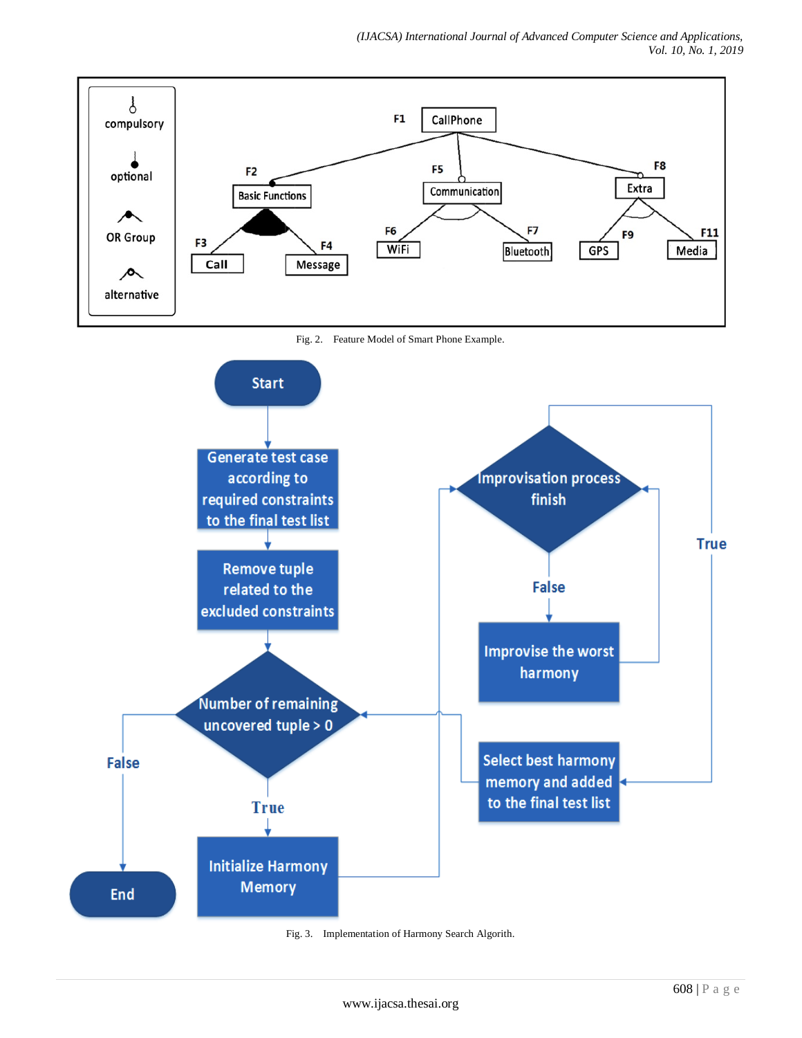Fig. 2. Feature Model of Smart Phone Example.

Fig. 3. Implementation of Harmony Search Algorith.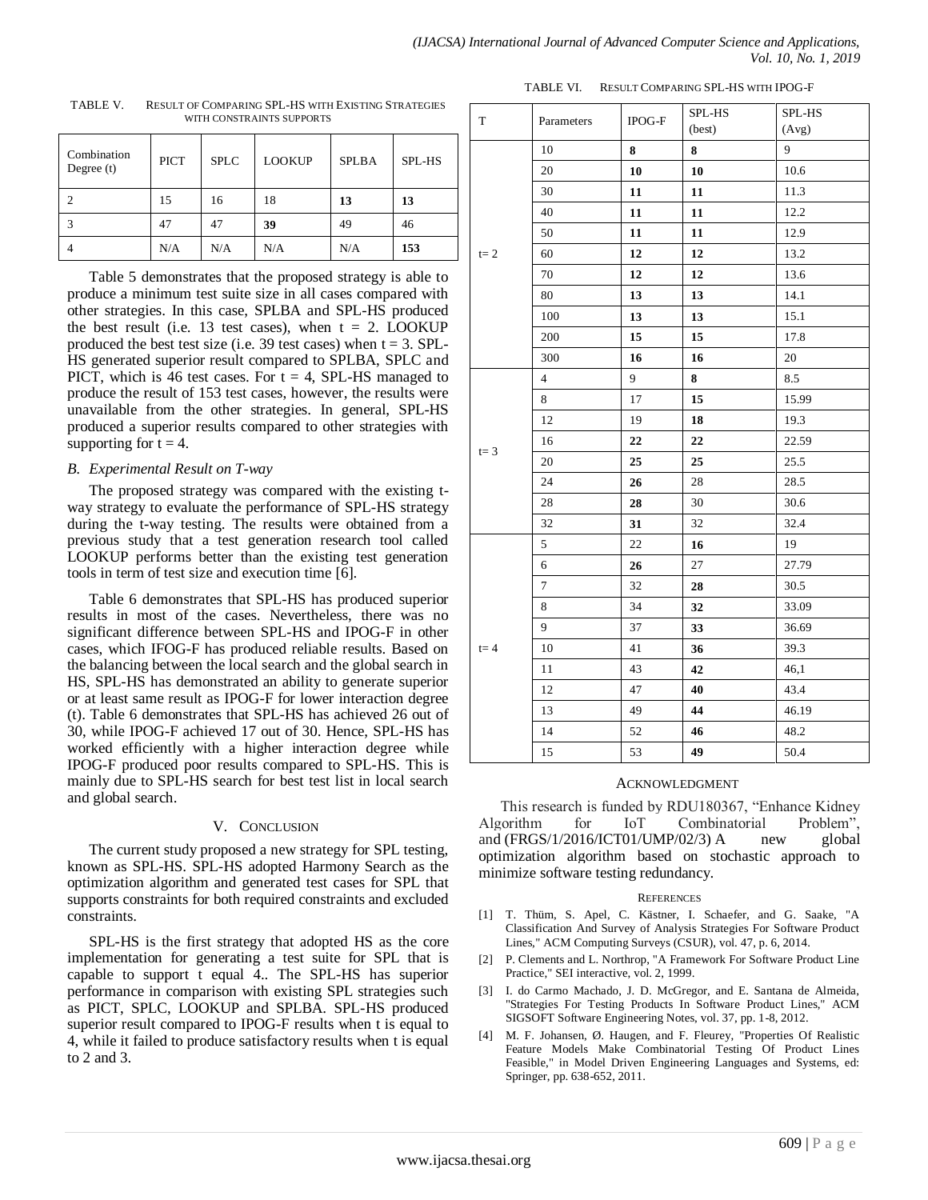TABLE V. RESULT OF COMPARING SPL-HS WITH EXISTING STRATEGIES WITH CONSTRAINTS SUPPORTS

| Combination Degree (t) | PICT | SPLC | LOOKUP | SPLBA | SPL-HS |
|---|---|---|---|---|---|
| 2 | 15 | 16 | 18 | **13** | **13** |
| 3 | 47 | 47 | **39** | 49 | 46 |
| 4 | N/A | N/A | N/A | N/A | **153** |

Table 5 demonstrates that the proposed strategy is able to produce a minimum test suite size in all cases compared with other strategies. In this case, SPLBA and SPL-HS produced the best result (i.e. 13 test cases), when t = 2. LOOKUP produced the best test size (i.e. 39 test cases) when t = 3. SPL-HS generated superior result compared to SPLBA, SPLC and PICT, which is 46 test cases. For t = 4, SPL-HS managed to produce the result of 153 test cases, however, the results were unavailable from the other strategies. In general, SPL-HS produced a superior results compared to other strategies with supporting for t = 4.

### *B. Experimental Result on T-way*

The proposed strategy was compared with the existing t-way strategy to evaluate the performance of SPL-HS strategy during the t-way testing. The results were obtained from a previous study that a test generation research tool called LOOKUP performs better than the existing test generation tools in term of test size and execution time [6].

Table 6 demonstrates that SPL-HS has produced superior results in most of the cases. Nevertheless, there was no significant difference between SPL-HS and IPOG-F in other cases, which IFOG-F has produced reliable results. Based on the balancing between the local search and the global search in HS, SPL-HS has demonstrated an ability to generate superior or at least same result as IPOG-F for lower interaction degree (t). Table 6 demonstrates that SPL-HS has achieved 26 out of 30, while IPOG-F achieved 17 out of 30. Hence, SPL-HS has worked efficiently with a higher interaction degree while IPOG-F produced poor results compared to SPL-HS. This is mainly due to SPL-HS search for best test list in local search and global search.

## V. CONCLUSION

The current study proposed a new strategy for SPL testing, known as SPL-HS. SPL-HS adopted Harmony Search as the optimization algorithm and generated test cases for SPL that supports constraints for both required constraints and excluded constraints.

SPL-HS is the first strategy that adopted HS as the core implementation for generating a test suite for SPL that is capable to support t equal 4.. The SPL-HS has superior performance in comparison with existing SPL strategies such as PICT, SPLC, LOOKUP and SPLBA. SPL-HS produced superior result compared to IPOG-F results when t is equal to 4, while it failed to produce satisfactory results when t is equal to 2 and 3.

TABLE VI. RESULT COMPARING SPL-HS WITH IPOG-F

| T | Parameters | IPOG-F | SPL-HS (best) | SPL-HS (Avg) |
|---|---|---|---|---|
| t= 2 | 10 | **8** | **8** | 9 |
| | 20 | **10** | **10** | 10.6 |
| | 30 | **11** | **11** | 11.3 |
| | 40 | **11** | **11** | 12.2 |
| | 50 | **11** | **11** | 12.9 |
| | 60 | **12** | **12** | 13.2 |
| | 70 | **12** | **12** | 13.6 |
| | 80 | **13** | **13** | 14.1 |
| | 100 | **13** | **13** | 15.1 |
| | 200 | **15** | **15** | 17.8 |
| | 300 | **16** | **16** | 20 |
| t= 3 | 4 | 9 | **8** | 8.5 |
| | 8 | 17 | **15** | 15.99 |
| | 12 | 19 | **18** | 19.3 |
| | 16 | **22** | **22** | 22.59 |
| | 20 | **25** | **25** | 25.5 |
| | 24 | **26** | 28 | 28.5 |
| | 28 | **28** | 30 | 30.6 |
| | 32 | **31** | 32 | 32.4 |
| t= 4 | 5 | 22 | **16** | 19 |
| | 6 | **26** | 27 | 27.79 |
| | 7 | 32 | **28** | 30.5 |
| | 8 | 34 | **32** | 33.09 |
| | 9 | 37 | **33** | 36.69 |
| | 10 | 41 | **36** | 39.3 |
| | 11 | 43 | **42** | 46,1 |
| | 12 | 47 | **40** | 43.4 |
| | 13 | 49 | **44** | 46.19 |
| | 14 | 52 | **46** | 48.2 |
| | 15 | 53 | **49** | 50.4 |

## ACKNOWLEDGMENT

This research is funded by RDU180367, "Enhance Kidney Algorithm for IoT Combinatorial Problem", and (FRGS/1/2016/ICT01/UMP/02/3) A new global optimization algorithm based on stochastic approach to minimize software testing redundancy.

## REFERENCES

[1] T. Thüm, S. Apel, C. Kästner, I. Schaefer, and G. Saake, "A Classification And Survey of Analysis Strategies For Software Product Lines," ACM Computing Surveys (CSUR), vol. 47, p. 6, 2014.

[2] P. Clements and L. Northrop, "A Framework For Software Product Line Practice," SEI interactive, vol. 2, 1999.

[3] I. do Carmo Machado, J. D. McGregor, and E. Santana de Almeida, "Strategies For Testing Products In Software Product Lines," ACM SIGSOFT Software Engineering Notes, vol. 37, pp. 1-8, 2012.

[4] M. F. Johansen, Ø. Haugen, and F. Fleurey, "Properties Of Realistic Feature Models Make Combinatorial Testing Of Product Lines Feasible," in Model Driven Engineering Languages and Systems, ed: Springer, pp. 638-652, 2011.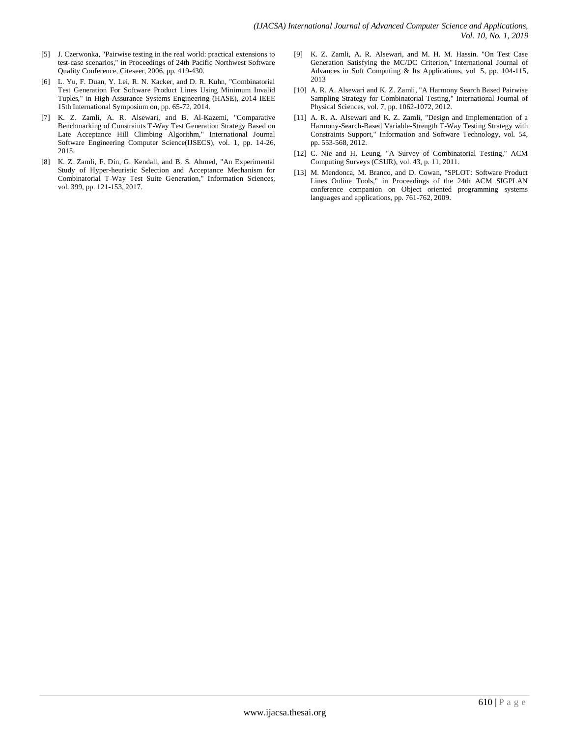[5] J. Czerwonka, "Pairwise testing in the real world: practical extensions to test-case scenarios," in Proceedings of 24th Pacific Northwest Software Quality Conference, Citeseer, 2006, pp. 419-430.

[6] L. Yu, F. Duan, Y. Lei, R. N. Kacker, and D. R. Kuhn, "Combinatorial Test Generation For Software Product Lines Using Minimum Invalid Tuples," in High-Assurance Systems Engineering (HASE), 2014 IEEE 15th International Symposium on, pp. 65-72, 2014.

[7] K. Z. Zamli, A. R. Alsewari, and B. Al-Kazemi, "Comparative Benchmarking of Constraints T-Way Test Generation Strategy Based on Late Acceptance Hill Climbing Algorithm," International Journal Software Engineering Computer Science(IJSECS), vol. 1, pp. 14-26, 2015.

[8] K. Z. Zamli, F. Din, G. Kendall, and B. S. Ahmed, "An Experimental Study of Hyper-heuristic Selection and Acceptance Mechanism for Combinatorial T-Way Test Suite Generation," Information Sciences, vol. 399, pp. 121-153, 2017.

[9] K. Z. Zamli, A. R. Alsewari, and M. H. M. Hassin. "On Test Case Generation Satisfying the MC/DC Criterion," International Journal of Advances in Soft Computing & Its Applications, vol 5, pp. 104-115, 2013

[10] A. R. A. Alsewari and K. Z. Zamli, "A Harmony Search Based Pairwise Sampling Strategy for Combinatorial Testing," International Journal of Physical Sciences, vol. 7, pp. 1062-1072, 2012.

[11] A. R. A. Alsewari and K. Z. Zamli, "Design and Implementation of a Harmony-Search-Based Variable-Strength T-Way Testing Strategy with Constraints Support," Information and Software Technology, vol. 54, pp. 553-568, 2012.

[12] C. Nie and H. Leung, "A Survey of Combinatorial Testing," ACM Computing Surveys (CSUR), vol. 43, p. 11, 2011.

[13] M. Mendonca, M. Branco, and D. Cowan, "SPLOT: Software Product Lines Online Tools," in Proceedings of the 24th ACM SIGPLAN conference companion on Object oriented programming systems languages and applications, pp. 761-762, 2009.